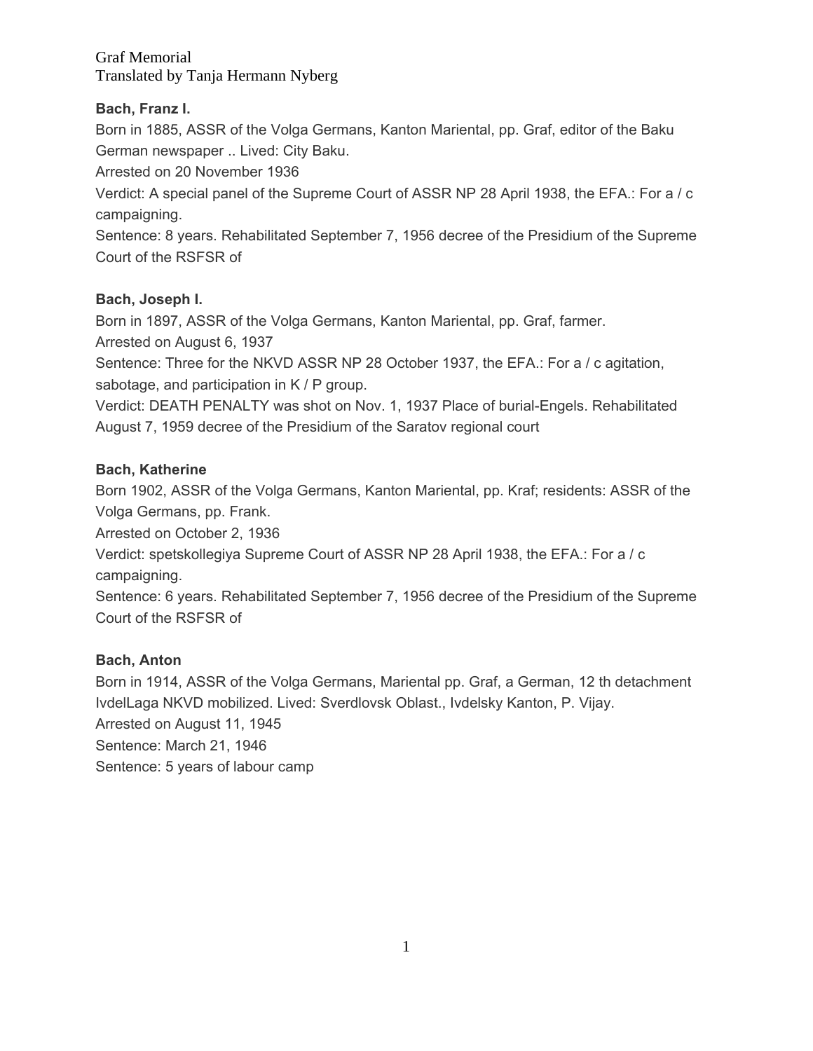Graf Memorial
Translated by Tanja Hermann Nyberg

**Bach, Franz I.**
Born in 1885, ASSR of the Volga Germans, Kanton Mariental, pp. Graf, editor of the Baku German newspaper .. Lived: City Baku.
Arrested on 20 November 1936
Verdict: A special panel of the Supreme Court of ASSR NP 28 April 1938, the EFA.: For a / c campaigning.
Sentence: 8 years. Rehabilitated September 7, 1956 decree of the Presidium of the Supreme Court of the RSFSR of

**Bach, Joseph I.**
Born in 1897, ASSR of the Volga Germans, Kanton Mariental, pp. Graf, farmer.
Arrested on August 6, 1937
Sentence: Three for the NKVD ASSR NP 28 October 1937, the EFA.: For a / c agitation, sabotage, and participation in K / P group.
Verdict: DEATH PENALTY was shot on Nov. 1, 1937 Place of burial-Engels. Rehabilitated August 7, 1959 decree of the Presidium of the Saratov regional court

**Bach, Katherine**
Born 1902, ASSR of the Volga Germans, Kanton Mariental, pp. Kraf; residents: ASSR of the Volga Germans, pp. Frank.
Arrested on October 2, 1936
Verdict: spetskollegiya Supreme Court of ASSR NP 28 April 1938, the EFA.: For a / c campaigning.
Sentence: 6 years. Rehabilitated September 7, 1956 decree of the Presidium of the Supreme Court of the RSFSR of

**Bach, Anton**
Born in 1914, ASSR of the Volga Germans, Mariental pp. Graf, a German, 12 th detachment IvdelLaga NKVD mobilized. Lived: Sverdlovsk Oblast., Ivdelsky Kanton, P. Vijay.
Arrested on August 11, 1945
Sentence: March 21, 1946
Sentence: 5 years of labour camp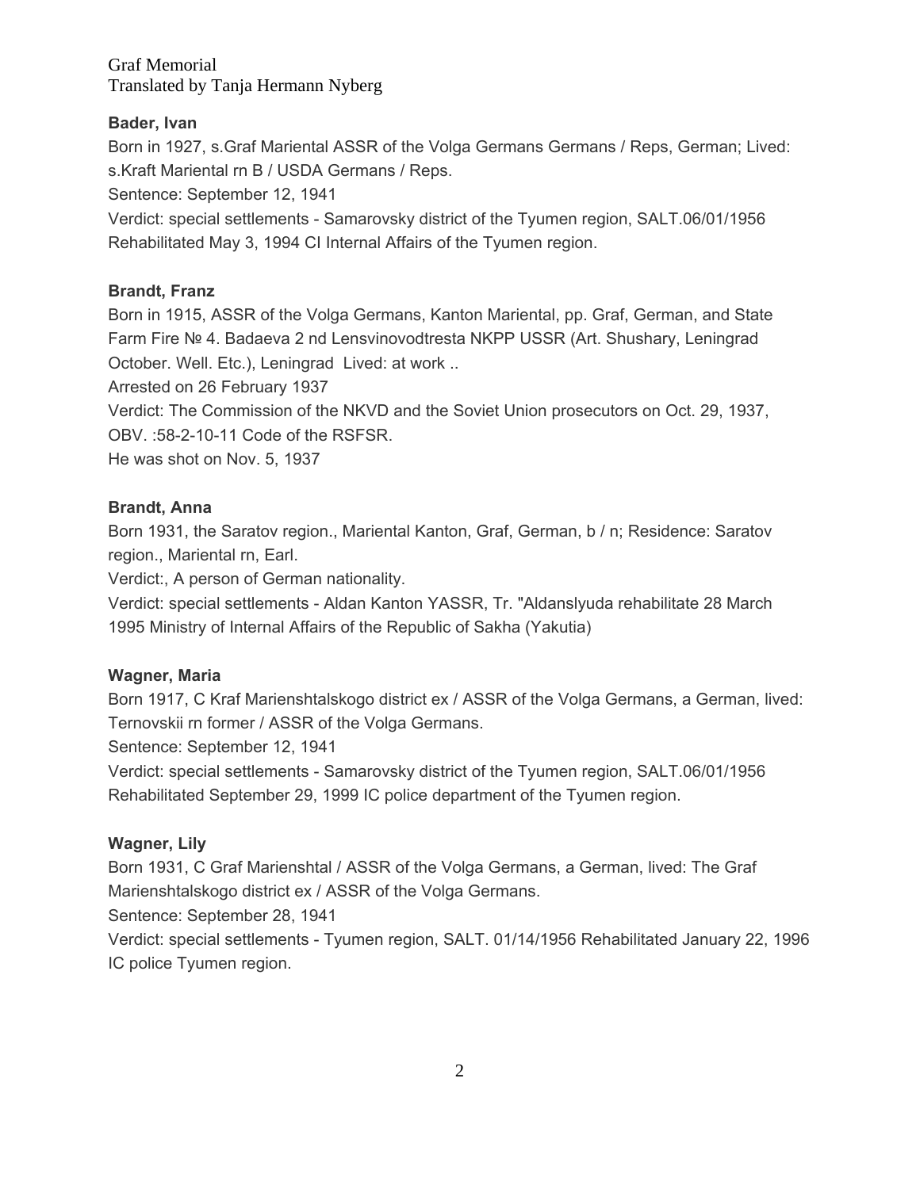Graf Memorial
Translated by Tanja Hermann Nyberg

**Bader, Ivan**

Born in 1927, s.Graf Mariental ASSR of the Volga Germans Germans / Reps, German; Lived: s.Kraft Mariental rn B / USDA Germans / Reps.
Sentence: September 12, 1941
Verdict: special settlements - Samarovsky district of the Tyumen region, SALT.06/01/1956
Rehabilitated May 3, 1994 CI Internal Affairs of the Tyumen region.

**Brandt, Franz**

Born in 1915, ASSR of the Volga Germans, Kanton Mariental, pp. Graf, German, and State Farm Fire № 4. Badaeva 2 nd Lensvinovodtresta NKPP USSR (Art. Shushary, Leningrad October. Well. Etc.), Leningrad Lived: at work ..
Arrested on 26 February 1937
Verdict: The Commission of the NKVD and the Soviet Union prosecutors on Oct. 29, 1937, OBV. :58-2-10-11 Code of the RSFSR.
He was shot on Nov. 5, 1937

**Brandt, Anna**

Born 1931, the Saratov region., Mariental Kanton, Graf, German, b / n; Residence: Saratov region., Mariental rn, Earl.
Verdict:, A person of German nationality.
Verdict: special settlements - Aldan Kanton YASSR, Tr. "Aldanslyuda rehabilitate 28 March 1995 Ministry of Internal Affairs of the Republic of Sakha (Yakutia)

**Wagner, Maria**

Born 1917, C Kraf Marienshtalskogo district ex / ASSR of the Volga Germans, a German, lived: Ternovskii rn former / ASSR of the Volga Germans.
Sentence: September 12, 1941
Verdict: special settlements - Samarovsky district of the Tyumen region, SALT.06/01/1956
Rehabilitated September 29, 1999 IC police department of the Tyumen region.

**Wagner, Lily**

Born 1931, C Graf Marienshtal / ASSR of the Volga Germans, a German, lived: The Graf Marienshtalskogo district ex / ASSR of the Volga Germans.
Sentence: September 28, 1941
Verdict: special settlements - Tyumen region, SALT. 01/14/1956 Rehabilitated January 22, 1996 IC police Tyumen region.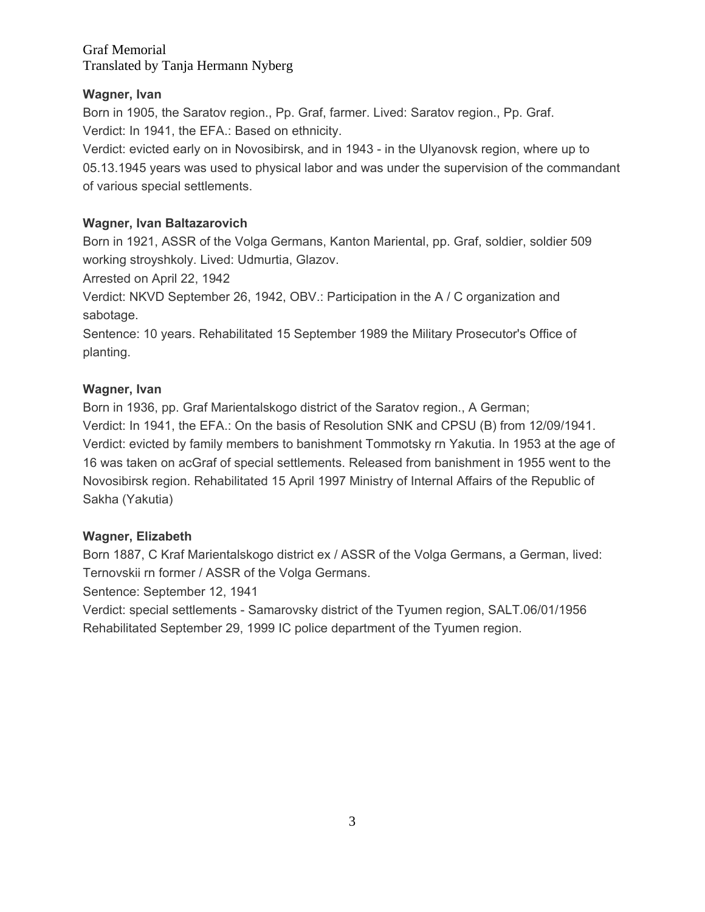Graf Memorial
Translated by Tanja Hermann Nyberg

**Wagner, Ivan**

Born in 1905, the Saratov region., Pp. Graf, farmer. Lived: Saratov region., Pp. Graf.
Verdict: In 1941, the EFA.: Based on ethnicity.
Verdict: evicted early on in Novosibirsk, and in 1943 - in the Ulyanovsk region, where up to 05.13.1945 years was used to physical labor and was under the supervision of the commandant of various special settlements.

**Wagner, Ivan Baltazarovich**

Born in 1921, ASSR of the Volga Germans, Kanton Mariental, pp. Graf, soldier, soldier 509 working stroyshkoly. Lived: Udmurtia, Glazov.
Arrested on April 22, 1942
Verdict: NKVD September 26, 1942, OBV.: Participation in the A / C organization and sabotage.
Sentence: 10 years. Rehabilitated 15 September 1989 the Military Prosecutor's Office of planting.

**Wagner, Ivan**

Born in 1936, pp. Graf Marientalskogo district of the Saratov region., A German;
Verdict: In 1941, the EFA.: On the basis of Resolution SNK and CPSU (B) from 12/09/1941.
Verdict: evicted by family members to banishment Tommotsky rn Yakutia. In 1953 at the age of 16 was taken on acGraf of special settlements. Released from banishment in 1955 went to the Novosibirsk region. Rehabilitated 15 April 1997 Ministry of Internal Affairs of the Republic of Sakha (Yakutia)

**Wagner, Elizabeth**

Born 1887, C Kraf Marientalskogo district ex / ASSR of the Volga Germans, a German, lived: Ternovskii rn former / ASSR of the Volga Germans.
Sentence: September 12, 1941
Verdict: special settlements - Samarovsky district of the Tyumen region, SALT.06/01/1956
Rehabilitated September 29, 1999 IC police department of the Tyumen region.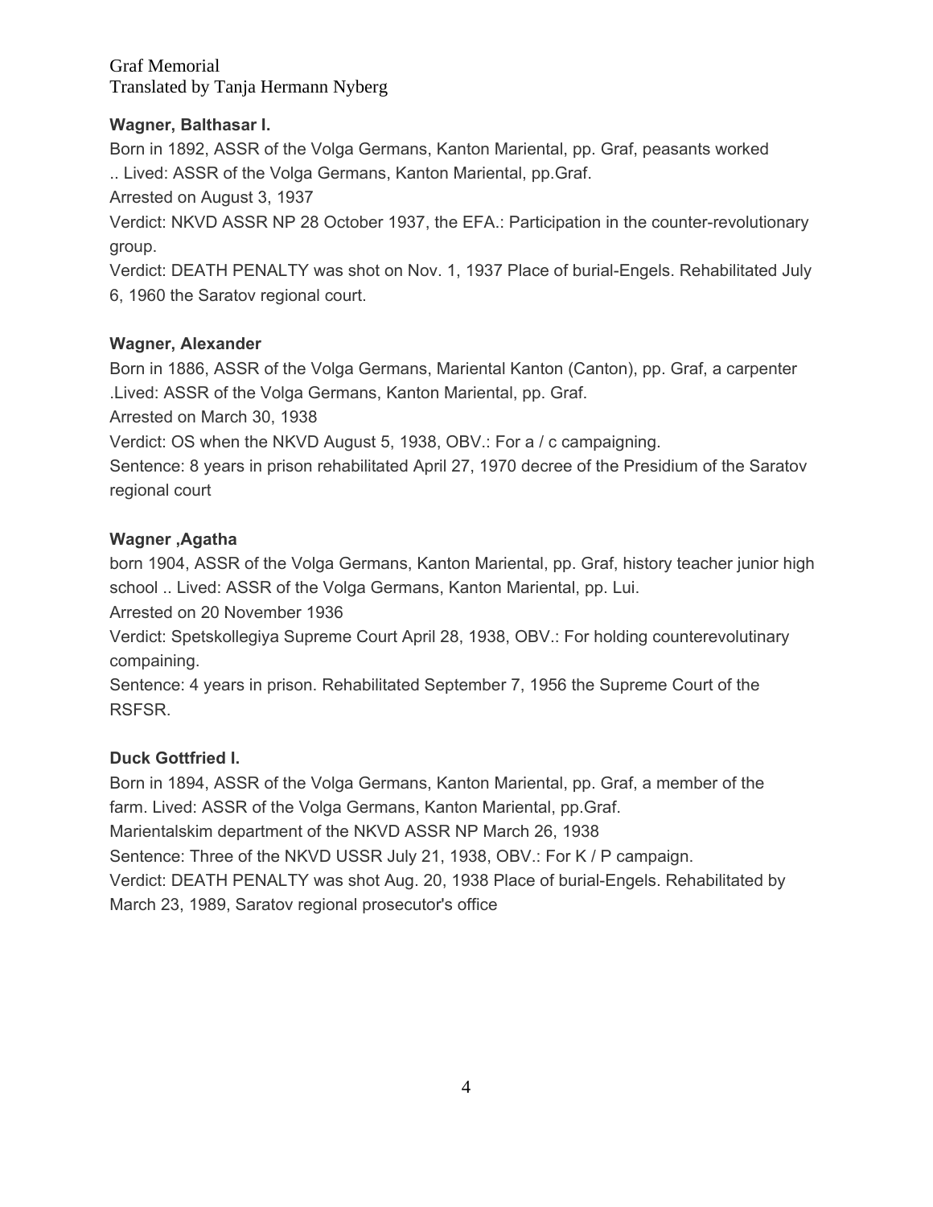Graf Memorial
Translated by Tanja Hermann Nyberg

**Wagner, Balthasar I.**

Born in 1892, ASSR of the Volga Germans, Kanton Mariental, pp. Graf, peasants worked .. Lived: ASSR of the Volga Germans, Kanton Mariental, pp.Graf.
Arrested on August 3, 1937
Verdict: NKVD ASSR NP 28 October 1937, the EFA.: Participation in the counter-revolutionary group.
Verdict: DEATH PENALTY was shot on Nov. 1, 1937 Place of burial-Engels. Rehabilitated July 6, 1960 the Saratov regional court.

**Wagner, Alexander**

Born in 1886, ASSR of the Volga Germans, Mariental Kanton (Canton), pp. Graf, a carpenter .Lived: ASSR of the Volga Germans, Kanton Mariental, pp. Graf.
Arrested on March 30, 1938
Verdict: OS when the NKVD August 5, 1938, OBV.: For a / c campaigning.
Sentence: 8 years in prison rehabilitated April 27, 1970 decree of the Presidium of the Saratov regional court

**Wagner ,Agatha**

born 1904, ASSR of the Volga Germans, Kanton Mariental, pp. Graf, history teacher junior high school .. Lived: ASSR of the Volga Germans, Kanton Mariental, pp. Lui.
Arrested on 20 November 1936
Verdict: Spetskollegiya Supreme Court April 28, 1938, OBV.: For holding counterevolutinary compaining.
Sentence: 4 years in prison. Rehabilitated September 7, 1956 the Supreme Court of the RSFSR.

**Duck Gottfried I.**

Born in 1894, ASSR of the Volga Germans, Kanton Mariental, pp. Graf, a member of the farm. Lived: ASSR of the Volga Germans, Kanton Mariental, pp.Graf.
Marientalskim department of the NKVD ASSR NP March 26, 1938
Sentence: Three of the NKVD USSR July 21, 1938, OBV.: For K / P campaign.
Verdict: DEATH PENALTY was shot Aug. 20, 1938 Place of burial-Engels. Rehabilitated by March 23, 1989, Saratov regional prosecutor's office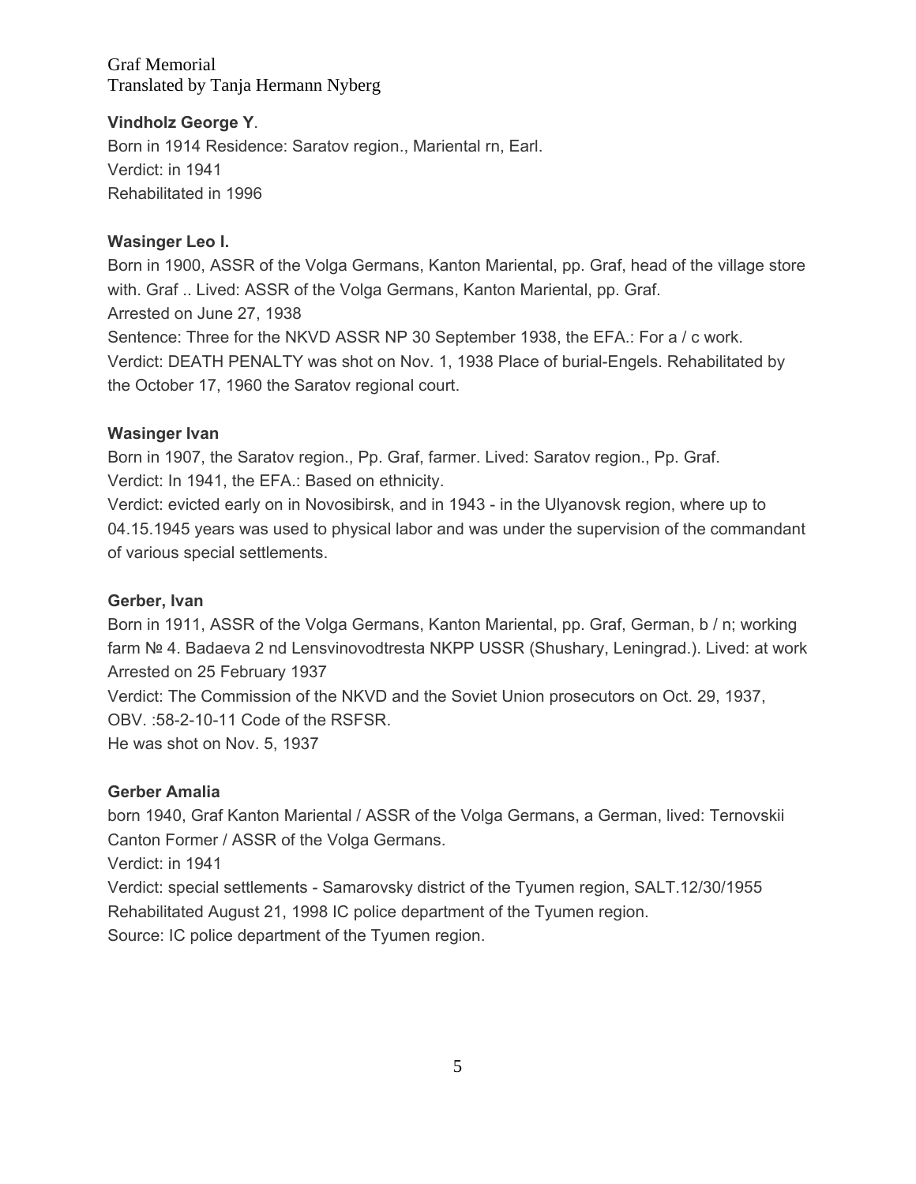Graf Memorial
Translated by Tanja Hermann Nyberg

**Vindholz George Y**.
Born in 1914 Residence: Saratov region., Mariental rn, Earl.
Verdict: in 1941
Rehabilitated in 1996

**Wasinger Leo I.**
Born in 1900, ASSR of the Volga Germans, Kanton Mariental, pp. Graf, head of the village store with. Graf .. Lived: ASSR of the Volga Germans, Kanton Mariental, pp. Graf.
Arrested on June 27, 1938
Sentence: Three for the NKVD ASSR NP 30 September 1938, the EFA.: For a / c work.
Verdict: DEATH PENALTY was shot on Nov. 1, 1938 Place of burial-Engels. Rehabilitated by the October 17, 1960 the Saratov regional court.

**Wasinger Ivan**
Born in 1907, the Saratov region., Pp. Graf, farmer. Lived: Saratov region., Pp. Graf.
Verdict: In 1941, the EFA.: Based on ethnicity.
Verdict: evicted early on in Novosibirsk, and in 1943 - in the Ulyanovsk region, where up to 04.15.1945 years was used to physical labor and was under the supervision of the commandant of various special settlements.

**Gerber, Ivan**
Born in 1911, ASSR of the Volga Germans, Kanton Mariental, pp. Graf, German, b / n; working farm № 4. Badaeva 2 nd Lensvinovodtresta NKPP USSR (Shushary, Leningrad.). Lived: at work
Arrested on 25 February 1937
Verdict: The Commission of the NKVD and the Soviet Union prosecutors on Oct. 29, 1937, OBV. :58-2-10-11 Code of the RSFSR.
He was shot on Nov. 5, 1937

**Gerber Amalia**
born 1940, Graf Kanton Mariental / ASSR of the Volga Germans, a German, lived: Ternovskii Canton Former / ASSR of the Volga Germans.
Verdict: in 1941
Verdict: special settlements - Samarovsky district of the Tyumen region, SALT.12/30/1955
Rehabilitated August 21, 1998 IC police department of the Tyumen region.
Source: IC police department of the Tyumen region.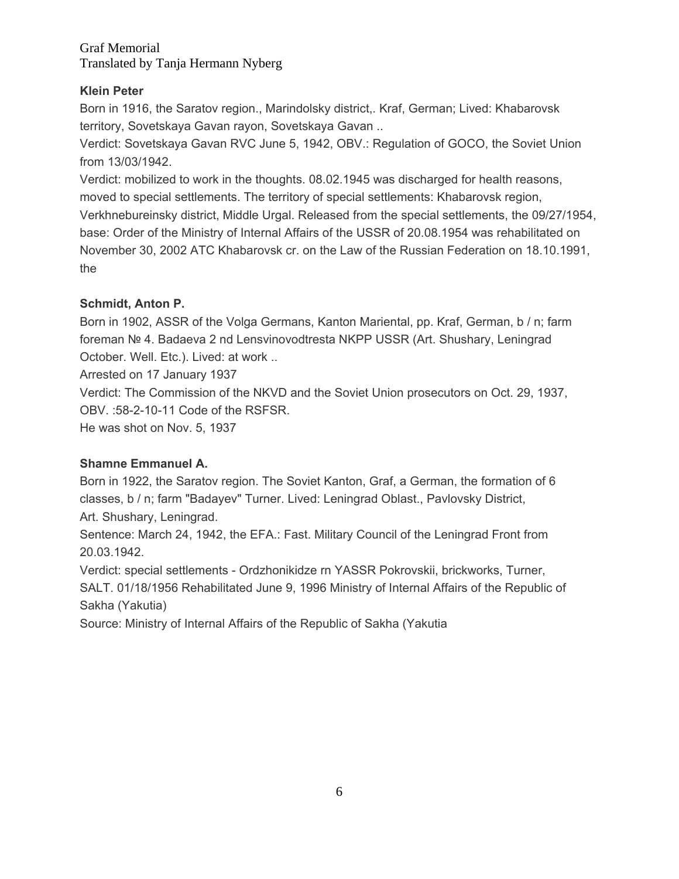**Klein Peter**

Born in 1916, the Saratov region., Marindolsky district,. Kraf, German; Lived: Khabarovsk territory, Sovetskaya Gavan rayon, Sovetskaya Gavan ..

Verdict: Sovetskaya Gavan RVC June 5, 1942, OBV.: Regulation of GOCO, the Soviet Union from 13/03/1942.

Verdict: mobilized to work in the thoughts. 08.02.1945 was discharged for health reasons, moved to special settlements. The territory of special settlements: Khabarovsk region, Verkhnebureinsky district, Middle Urgal. Released from the special settlements, the 09/27/1954, base: Order of the Ministry of Internal Affairs of the USSR of 20.08.1954 was rehabilitated on November 30, 2002 ATC Khabarovsk cr. on the Law of the Russian Federation on 18.10.1991, the

**Schmidt, Anton P.**

Born in 1902, ASSR of the Volga Germans, Kanton Mariental, pp. Kraf, German, b / n; farm foreman № 4. Badaeva 2 nd Lensvinovodtresta NKPP USSR (Art. Shushary, Leningrad October. Well. Etc.). Lived: at work ..

Arrested on 17 January 1937

Verdict: The Commission of the NKVD and the Soviet Union prosecutors on Oct. 29, 1937, OBV. :58-2-10-11 Code of the RSFSR.

He was shot on Nov. 5, 1937

**Shamne Emmanuel A.**

Born in 1922, the Saratov region. The Soviet Kanton, Graf, a German, the formation of 6 classes, b / n; farm "Badayev" Turner. Lived: Leningrad Oblast., Pavlovsky District, Art. Shushary, Leningrad.

Sentence: March 24, 1942, the EFA.: Fast. Military Council of the Leningrad Front from 20.03.1942.

Verdict: special settlements - Ordzhonikidze rn YASSR Pokrovskii, brickworks, Turner, SALT. 01/18/1956 Rehabilitated June 9, 1996 Ministry of Internal Affairs of the Republic of Sakha (Yakutia)

Source: Ministry of Internal Affairs of the Republic of Sakha (Yakutia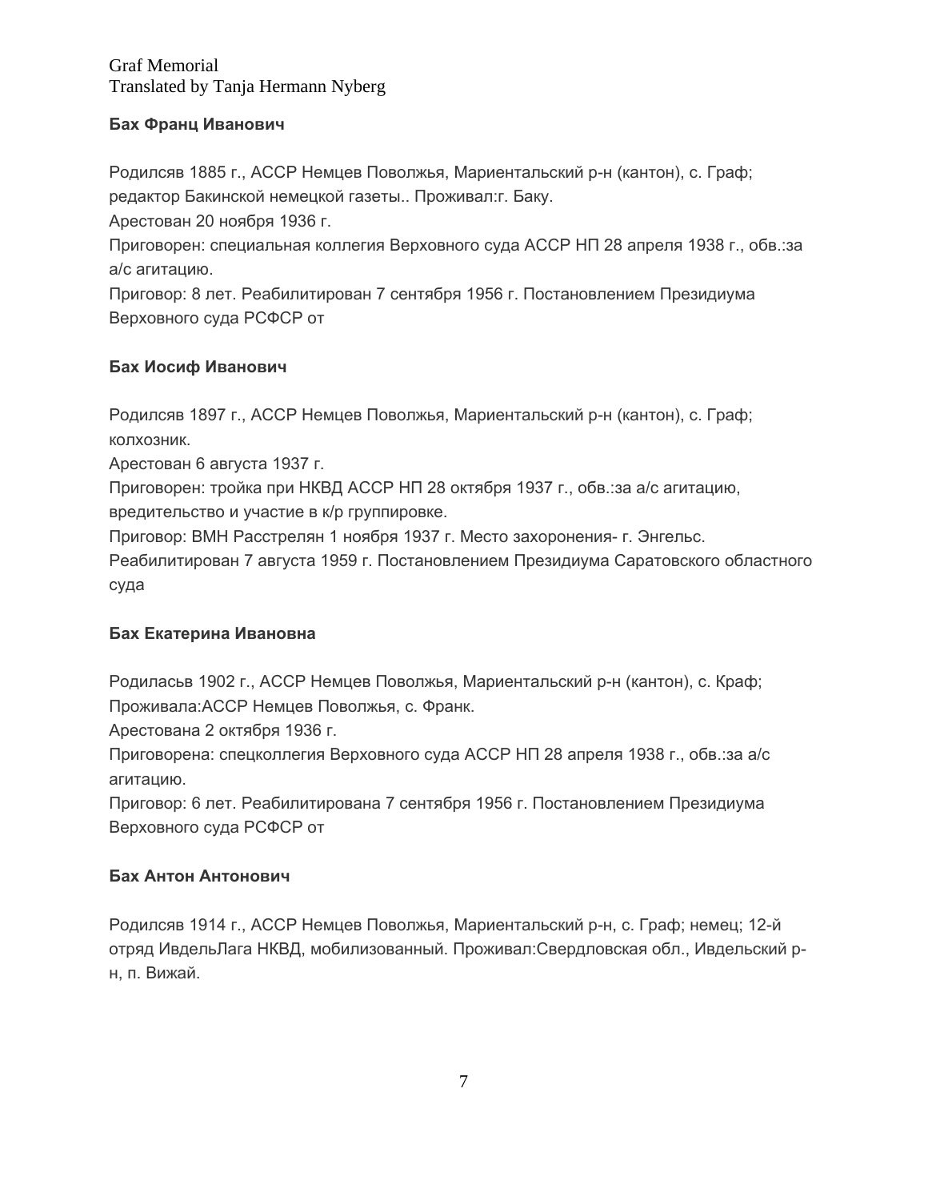Graf Memorial
Translated by Tanja Hermann Nyberg

**Бах Франц Иванович**

Родилсяв 1885 г., АССР Немцев Поволжья, Мариентальский р-н (кантон), с. Граф; редактор Бакинской немецкой газеты.. Проживал:г. Баку.
Арестован 20 ноября 1936 г.
Приговорен: специальная коллегия Верховного суда АССР НП 28 апреля 1938 г., обв.:за а/с агитацию.
Приговор: 8 лет. Реабилитирован 7 сентября 1956 г. Постановлением Президиума Верховного суда РСФСР от

**Бах Иосиф Иванович**

Родилсяв 1897 г., АССР Немцев Поволжья, Мариентальский р-н (кантон), с. Граф; колхозник.
Арестован 6 августа 1937 г.
Приговорен: тройка при НКВД АССР НП 28 октября 1937 г., обв.:за а/с агитацию, вредительство и участие в к/р группировке.
Приговор: ВМН Расстрелян 1 ноября 1937 г. Место захоронения- г. Энгельс.
Реабилитирован 7 августа 1959 г. Постановлением Президиума Саратовского областного суда

**Бах Екатерина Ивановна**

Родиласьв 1902 г., АССР Немцев Поволжья, Мариентальский р-н (кантон), с. Краф; Проживала:АССР Немцев Поволжья, с. Франк.
Арестована 2 октября 1936 г.
Приговорена: спецколлегия Верховного суда АССР НП 28 апреля 1938 г., обв.:за а/с агитацию.
Приговор: 6 лет. Реабилитирована 7 сентября 1956 г. Постановлением Президиума Верховного суда РСФСР от

**Бах Антон Антонович**

Родилсяв 1914 г., АССР Немцев Поволжья, Мариентальский р-н, с. Граф; немец; 12-й отряд ИвдельЛага НКВД, мобилизованный. Проживал:Свердловская обл., Ивдельский р-н, п. Вижай.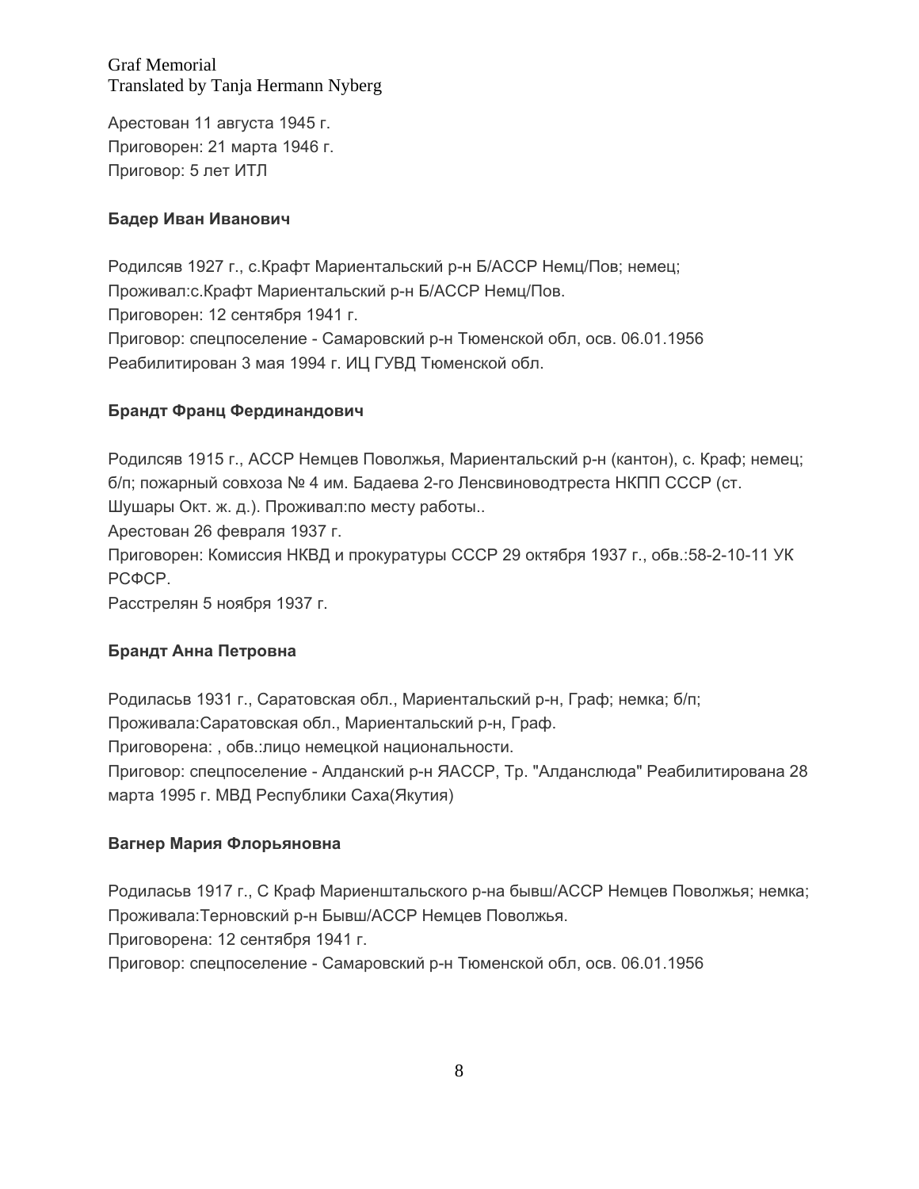Арестован 11 августа 1945 г.
Приговорен: 21 марта 1946 г.
Приговор: 5 лет ИТЛ

**Бадер Иван Иванович**

Родилсяв 1927 г., с.Крафт Мариентальский р-н Б/АССР Немц/Пов; немец;
Проживал:с.Крафт Мариентальский р-н Б/АССР Немц/Пов.
Приговорен: 12 сентября 1941 г.
Приговор: спецпоселение - Самаровский р-н Тюменской обл, осв. 06.01.1956
Реабилитирован 3 мая 1994 г. ИЦ ГУВД Тюменской обл.

**Брандт Франц Фердинандович**

Родилсяв 1915 г., АССР Немцев Поволжья, Мариентальский р-н (кантон), с. Краф; немец; б/п; пожарный совхоза № 4 им. Бадаева 2-го Ленсвиноводтреста НКПП СССР (ст. Шушары Окт. ж. д.). Проживал:по месту работы..
Арестован 26 февраля 1937 г.
Приговорен: Комиссия НКВД и прокуратуры СССР 29 октября 1937 г., обв.:58-2-10-11 УК РСФСР.
Расстрелян 5 ноября 1937 г.

**Брандт Анна Петровна**

Родиласьв 1931 г., Саратовская обл., Мариентальский р-н, Граф; немка; б/п;
Проживала:Саратовская обл., Мариентальский р-н, Граф.
Приговорена: , обв.:лицо немецкой национальности.
Приговор: спецпоселение - Алданский р-н ЯАССР, Тр. "Алданслюда" Реабилитирована 28 марта 1995 г. МВД Республики Саха(Якутия)

**Вагнер Мария Флорьяновна**

Родиласьв 1917 г., С Краф Мариенштальского р-на бывш/АССР Немцев Поволжья; немка;
Проживала:Терновский р-н Бывш/АССР Немцев Поволжья.
Приговорена: 12 сентября 1941 г.
Приговор: спецпоселение - Самаровский р-н Тюменской обл, осв. 06.01.1956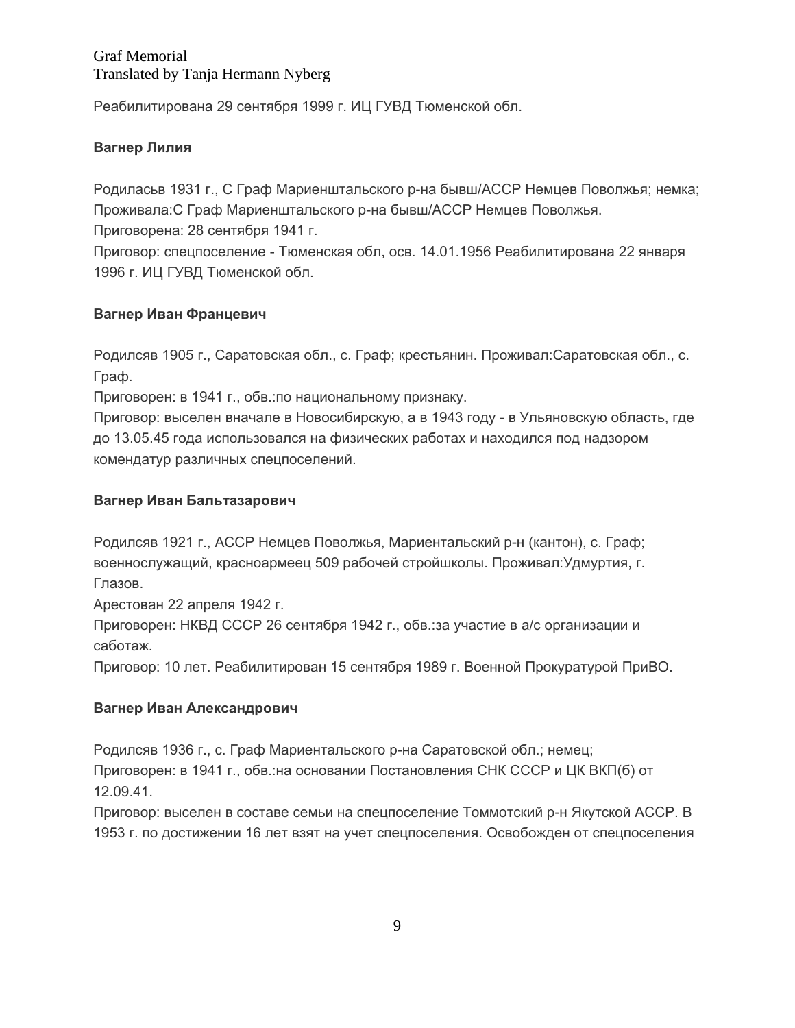Реабилитирована 29 сентября 1999 г. ИЦ ГУВД Тюменской обл.

**Вагнер Лилия**

Родиласьв 1931 г., С Граф Мариенштальского р-на бывш/АССР Немцев Поволжья; немка; Проживала:С Граф Мариенштальского р-на бывш/АССР Немцев Поволжья.
Приговорена: 28 сентября 1941 г.
Приговор: спецпоселение - Тюменская обл, осв. 14.01.1956 Реабилитирована 22 января 1996 г. ИЦ ГУВД Тюменской обл.

**Вагнер Иван Францевич**

Родилсяв 1905 г., Саратовская обл., с. Граф; крестьянин. Проживал:Саратовская обл., с. Граф.
Приговорен: в 1941 г., обв.:по национальному признаку.
Приговор: выселен вначале в Новосибирскую, а в 1943 году - в Ульяновскую область, где до 13.05.45 года использовался на физических работах и находился под надзором комендатур различных спецпоселений.

**Вагнер Иван Бальтазарович**

Родилсяв 1921 г., АССР Немцев Поволжья, Мариентальский р-н (кантон), с. Граф; военнослужащий, красноармеец 509 рабочей стройшколы. Проживал:Удмуртия, г. Глазов.
Арестован 22 апреля 1942 г.
Приговорен: НКВД СССР 26 сентября 1942 г., обв.:за участие в а/с организации и саботаж.
Приговор: 10 лет. Реабилитирован 15 сентября 1989 г. Военной Прокуратурой ПриВО.

**Вагнер Иван Александрович**

Родилсяв 1936 г., с. Граф Мариентальского р-на Саратовской обл.; немец;
Приговорен: в 1941 г., обв.:на основании Постановления СНК СССР и ЦК ВКП(б) от 12.09.41.
Приговор: выселен в составе семьи на спецпоселение Томмотский р-н Якутской АССР. В 1953 г. по достижении 16 лет взят на учет спецпоселения. Освобожден от спецпоселения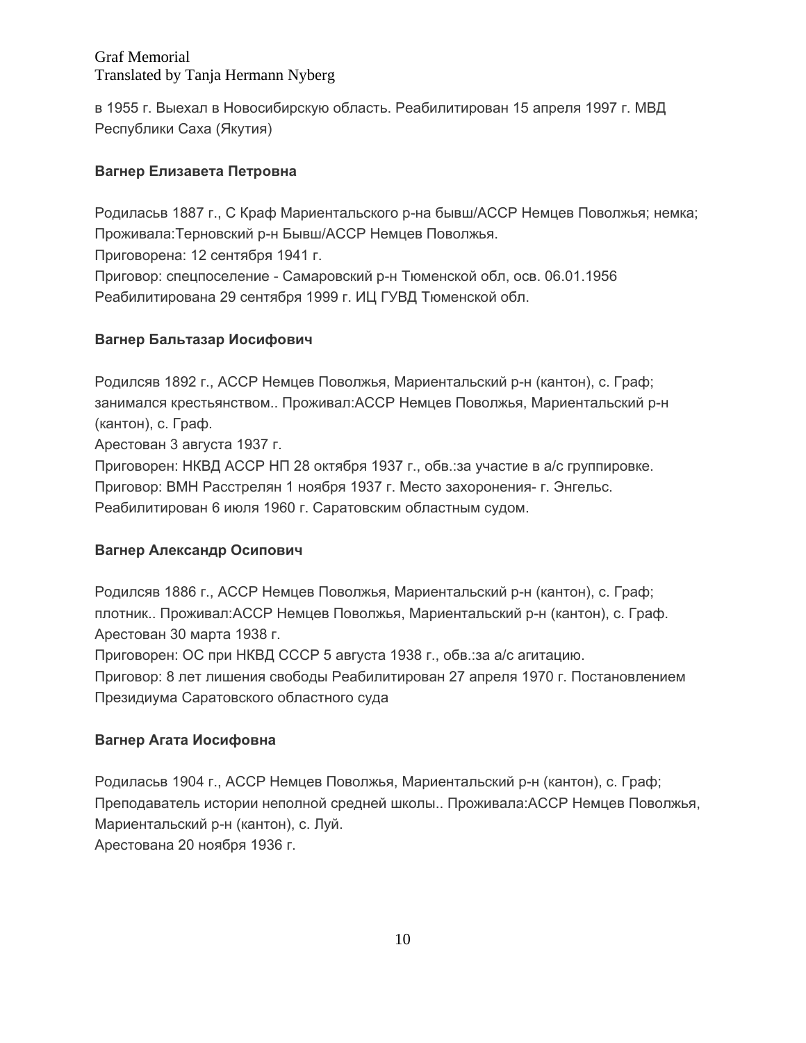в 1955 г. Выехал в Новосибирскую область. Реабилитирован 15 апреля 1997 г. МВД Республики Саха (Якутия)

**Вагнер Елизавета Петровна**

Родиласьв 1887 г., С Краф Мариентальского р-на бывш/АССР Немцев Поволжья; немка; Проживала:Терновский р-н Бывш/АССР Немцев Поволжья.
Приговорена: 12 сентября 1941 г.
Приговор: спецпоселение - Самаровский р-н Тюменской обл, осв. 06.01.1956
Реабилитирована 29 сентября 1999 г. ИЦ ГУВД Тюменской обл.

**Вагнер Бальтазар Иосифович**

Родилсяв 1892 г., АССР Немцев Поволжья, Мариентальский р-н (кантон), с. Граф; занимался крестьянством.. Проживал:АССР Немцев Поволжья, Мариентальский р-н (кантон), с. Граф.
Арестован 3 августа 1937 г.
Приговорен: НКВД АССР НП 28 октября 1937 г., обв.:за участие в а/с группировке.
Приговор: ВМН Расстрелян 1 ноября 1937 г. Место захоронения- г. Энгельс.
Реабилитирован 6 июля 1960 г. Саратовским областным судом.

**Вагнер Александр Осипович**

Родилсяв 1886 г., АССР Немцев Поволжья, Мариентальский р-н (кантон), с. Граф; плотник.. Проживал:АССР Немцев Поволжья, Мариентальский р-н (кантон), с. Граф.
Арестован 30 марта 1938 г.
Приговорен: ОС при НКВД СССР 5 августа 1938 г., обв.:за а/с агитацию.
Приговор: 8 лет лишения свободы Реабилитирован 27 апреля 1970 г. Постановлением Президиума Саратовского областного суда

**Вагнер Агата Иосифовна**

Родиласьв 1904 г., АССР Немцев Поволжья, Мариентальский р-н (кантон), с. Граф; Преподаватель истории неполной средней школы.. Проживала:АССР Немцев Поволжья, Мариентальский р-н (кантон), с. Луй.
Арестована 20 ноября 1936 г.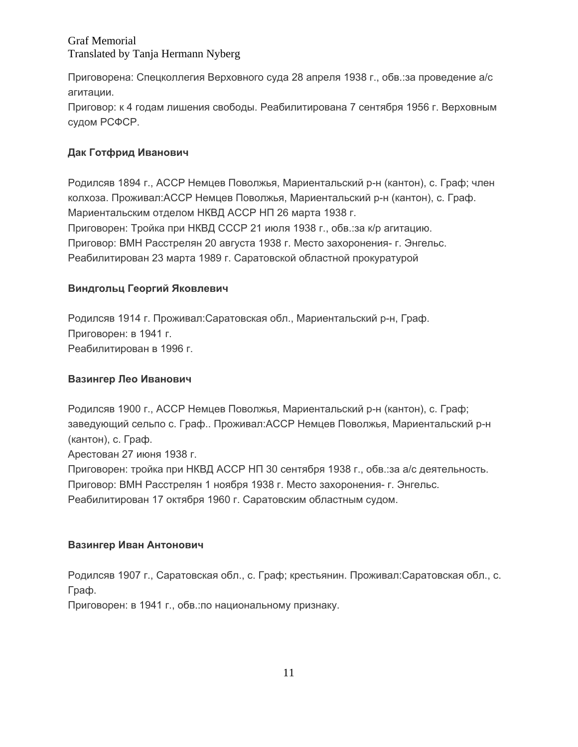Приговорена: Спецколлегия Верховного суда 28 апреля 1938 г., обв.:за проведение а/с агитации.
Приговор: к 4 годам лишения свободы. Реабилитирована 7 сентября 1956 г. Верховным судом РСФСР.

**Дак Готфрид Иванович**

Родилсяв 1894 г., АССР Немцев Поволжья, Мариентальский р-н (кантон), с. Граф; член колхоза. Проживал:АССР Немцев Поволжья, Мариентальский р-н (кантон), с. Граф.
Мариентальским отделом НКВД АССР НП 26 марта 1938 г.
Приговорен: Тройка при НКВД СССР 21 июля 1938 г., обв.:за к/р агитацию.
Приговор: ВМН Расстрелян 20 августа 1938 г. Место захоронения- г. Энгельс.
Реабилитирован 23 марта 1989 г. Саратовской областной прокуратурой

**Виндгольц Георгий Яковлевич**

Родилсяв 1914 г. Проживал:Саратовская обл., Мариентальский р-н, Граф.
Приговорен: в 1941 г.
Реабилитирован в 1996 г.

**Вазингер Лео Иванович**

Родилсяв 1900 г., АССР Немцев Поволжья, Мариентальский р-н (кантон), с. Граф; заведующий сельпо с. Граф.. Проживал:АССР Немцев Поволжья, Мариентальский р-н (кантон), с. Граф.
Арестован 27 июня 1938 г.
Приговорен: тройка при НКВД АССР НП 30 сентября 1938 г., обв.:за а/с деятельность.
Приговор: ВМН Расстрелян 1 ноября 1938 г. Место захоронения- г. Энгельс.
Реабилитирован 17 октября 1960 г. Саратовским областным судом.

**Вазингер Иван Антонович**

Родилсяв 1907 г., Саратовская обл., с. Граф; крестьянин. Проживал:Саратовская обл., с. Граф.
Приговорен: в 1941 г., обв.:по национальному признаку.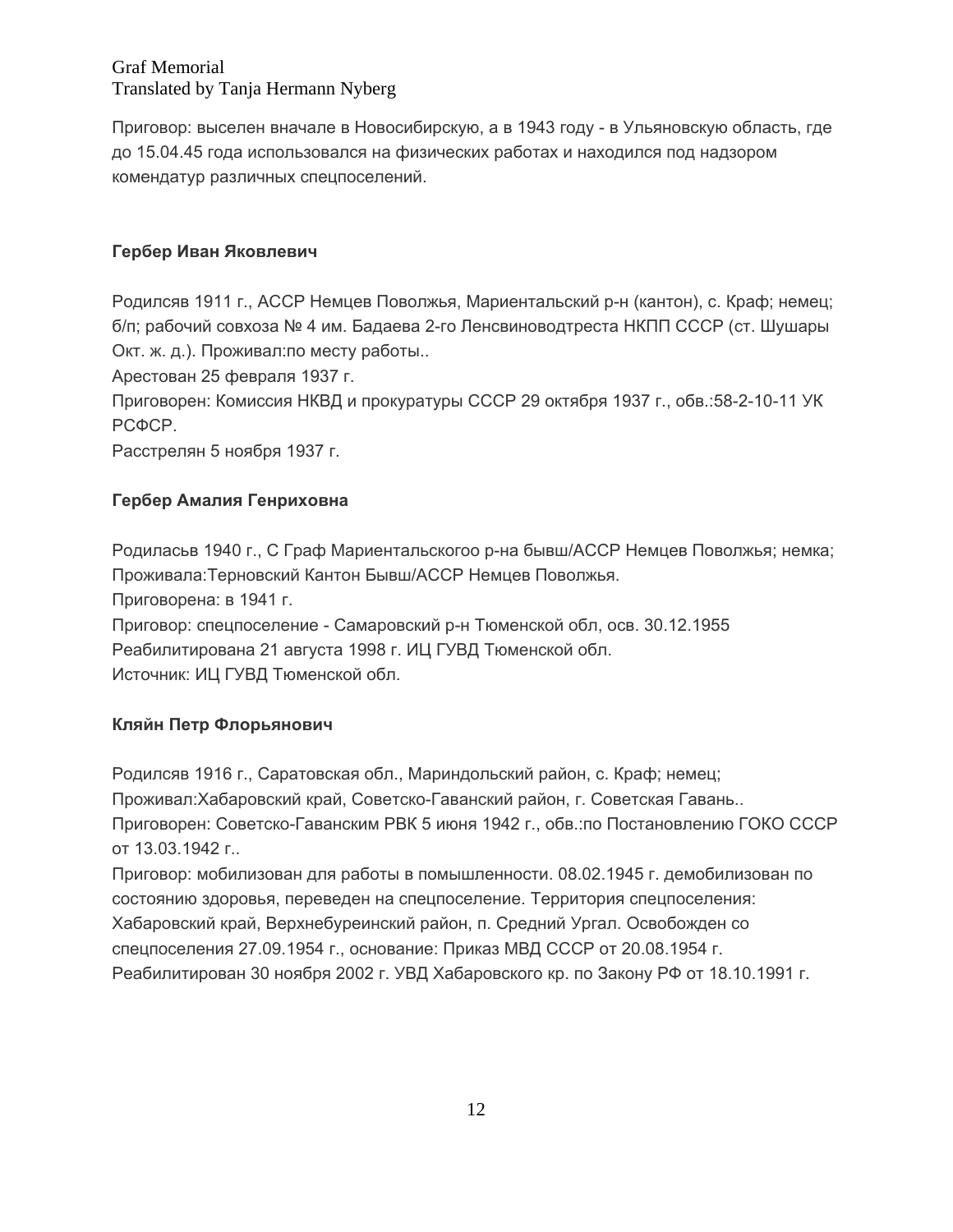Приговор: выселен вначале в Новосибирскую, а в 1943 году - в Ульяновскую область, где до 15.04.45 года использовался на физических работах и находился под надзором комендатур различных спецпоселений.

**Гербер Иван Яковлевич**

Родилсяв 1911 г., АССР Немцев Поволжья, Мариентальский р-н (кантон), с. Краф; немец; б/п; рабочий совхоза № 4 им. Бадаева 2-го Ленсвиноводтреста НКПП СССР (ст. Шушары Окт. ж. д.). Проживал:по месту работы..
Арестован 25 февраля 1937 г.
Приговорен: Комиссия НКВД и прокуратуры СССР 29 октября 1937 г., обв.:58-2-10-11 УК РСФСР.
Расстрелян 5 ноября 1937 г.

**Гербер Амалия Генриховна**

Родиласьв 1940 г., С Граф Мариентальскогоо р-на бывш/АССР Немцев Поволжья; немка; Проживала:Терновский Кантон Бывш/АССР Немцев Поволжья.
Приговорена: в 1941 г.
Приговор: спецпоселение - Самаровский р-н Тюменской обл, осв. 30.12.1955
Реабилитирована 21 августа 1998 г. ИЦ ГУВД Тюменской обл.
Источник: ИЦ ГУВД Тюменской обл.

**Кляйн Петр Флорьянович**

Родилсяв 1916 г., Саратовская обл., Мариндольский район, с. Краф; немец;
Проживал:Хабаровский край, Советско-Гаванский район, г. Советская Гавань..
Приговорен: Советско-Гаванским РВК 5 июня 1942 г., обв.:по Постановлению ГОКО СССР от 13.03.1942 г..
Приговор: мобилизован для работы в помышленности. 08.02.1945 г. демобилизован по состоянию здоровья, переведен на спецпоселение. Территория спецпоселения: Хабаровский край, Верхнебуреинский район, п. Средний Ургал. Освобожден со спецпоселения 27.09.1954 г., основание: Приказ МВД СССР от 20.08.1954 г.
Реабилитирован 30 ноября 2002 г. УВД Хабаровского кр. по Закону РФ от 18.10.1991 г.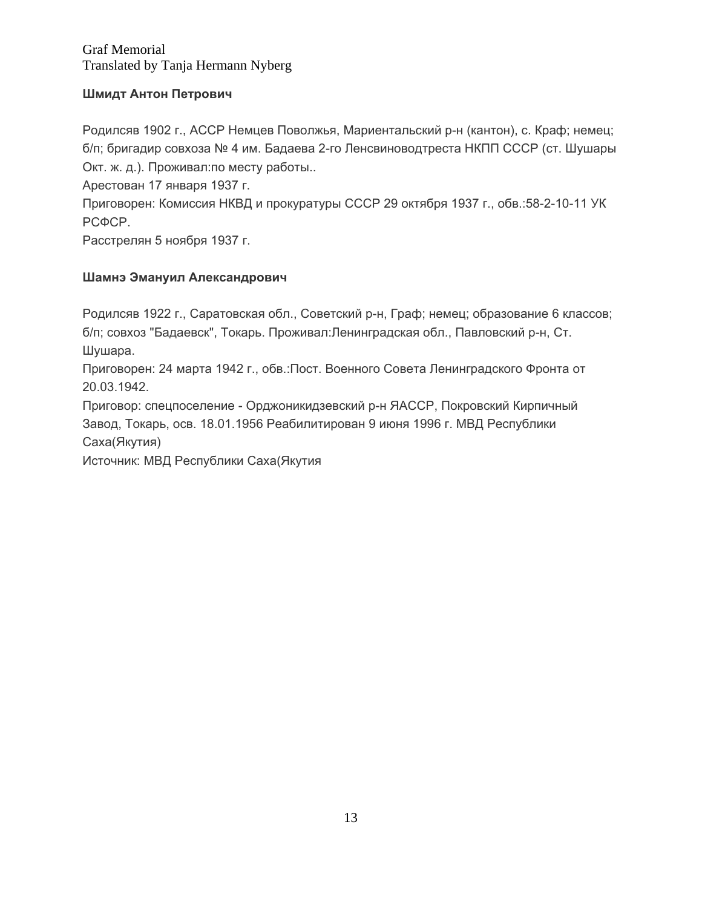Graf Memorial
Translated by Tanja Hermann Nyberg

**Шмидт Антон Петрович**

Родилсяв 1902 г., АССР Немцев Поволжья, Мариентальский р-н (кантон), с. Краф; немец; б/п; бригадир совхоза № 4 им. Бадаева 2-го Ленсвиноводтреста НКПП СССР (ст. Шушары Окт. ж. д.). Проживал:по месту работы..
Арестован 17 января 1937 г.
Приговорен: Комиссия НКВД и прокуратуры СССР 29 октября 1937 г., обв.:58-2-10-11 УК РСФСР.
Расстрелян 5 ноября 1937 г.

**Шамнэ Эмануил Александрович**

Родилсяв 1922 г., Саратовская обл., Советский р-н, Граф; немец; образование 6 классов; б/п; совхоз "Бадаевск", Токарь. Проживал:Ленинградская обл., Павловский р-н, Ст. Шушара.
Приговорен: 24 марта 1942 г., обв.:Пост. Военного Совета Ленинградского Фронта от 20.03.1942.
Приговор: спецпоселение - Орджоникидзевский р-н ЯАССР, Покровский Кирпичный Завод, Токарь, осв. 18.01.1956 Реабилитирован 9 июня 1996 г. МВД Республики Саха(Якутия)
Источник: МВД Республики Саха(Якутия